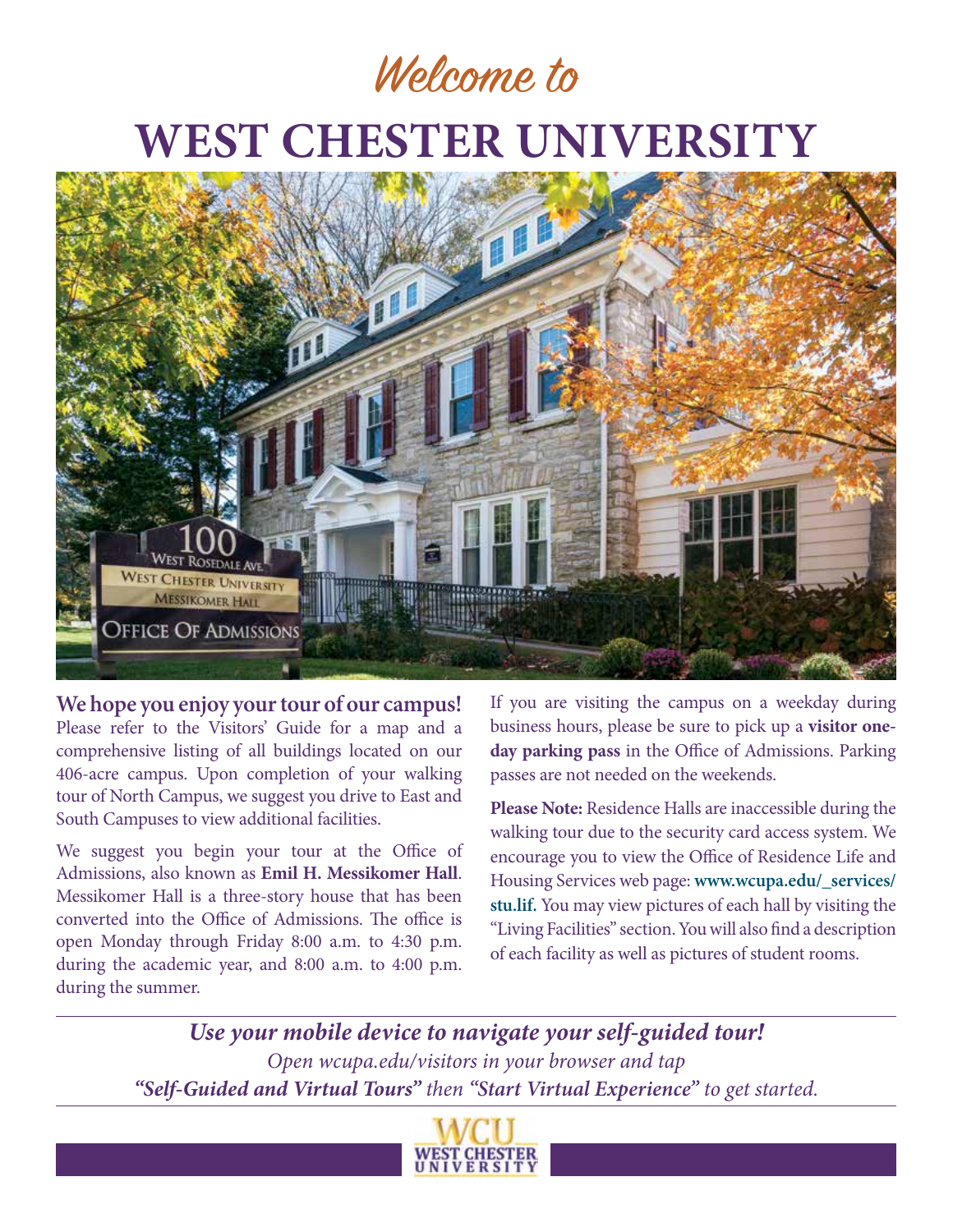*Welcome to*

# WEST CHESTER UNIVERSITY

**We hope you enjoy your tour of our campus!**
Please refer to the Visitors' Guide for a map and a comprehensive listing of all buildings located on our 406-acre campus. Upon completion of your walking tour of North Campus, we suggest you drive to East and South Campuses to view additional facilities.

We suggest you begin your tour at the Office of Admissions, also known as **Emil H. Messikomer Hall**. Messikomer Hall is a three-story house that has been converted into the Office of Admissions. The office is open Monday through Friday 8:00 a.m. to 4:30 p.m. during the academic year, and 8:00 a.m. to 4:00 p.m. during the summer.

If you are visiting the campus on a weekday during business hours, please be sure to pick up a **visitor one-day parking pass** in the Office of Admissions. Parking passes are not needed on the weekends.

**Please Note:** Residence Halls are inaccessible during the walking tour due to the security card access system. We encourage you to view the Office of Residence Life and Housing Services web page: **www.wcupa.edu/_services/stu.lif.** You may view pictures of each hall by visiting the "Living Facilities" section. You will also find a description of each facility as well as pictures of student rooms.

***Use your mobile device to navigate your self-guided tour!***
*Open wcupa.edu/visitors in your browser and tap*
***"Self-Guided and Virtual Tours"** then **"Start Virtual Experience"** to get started.*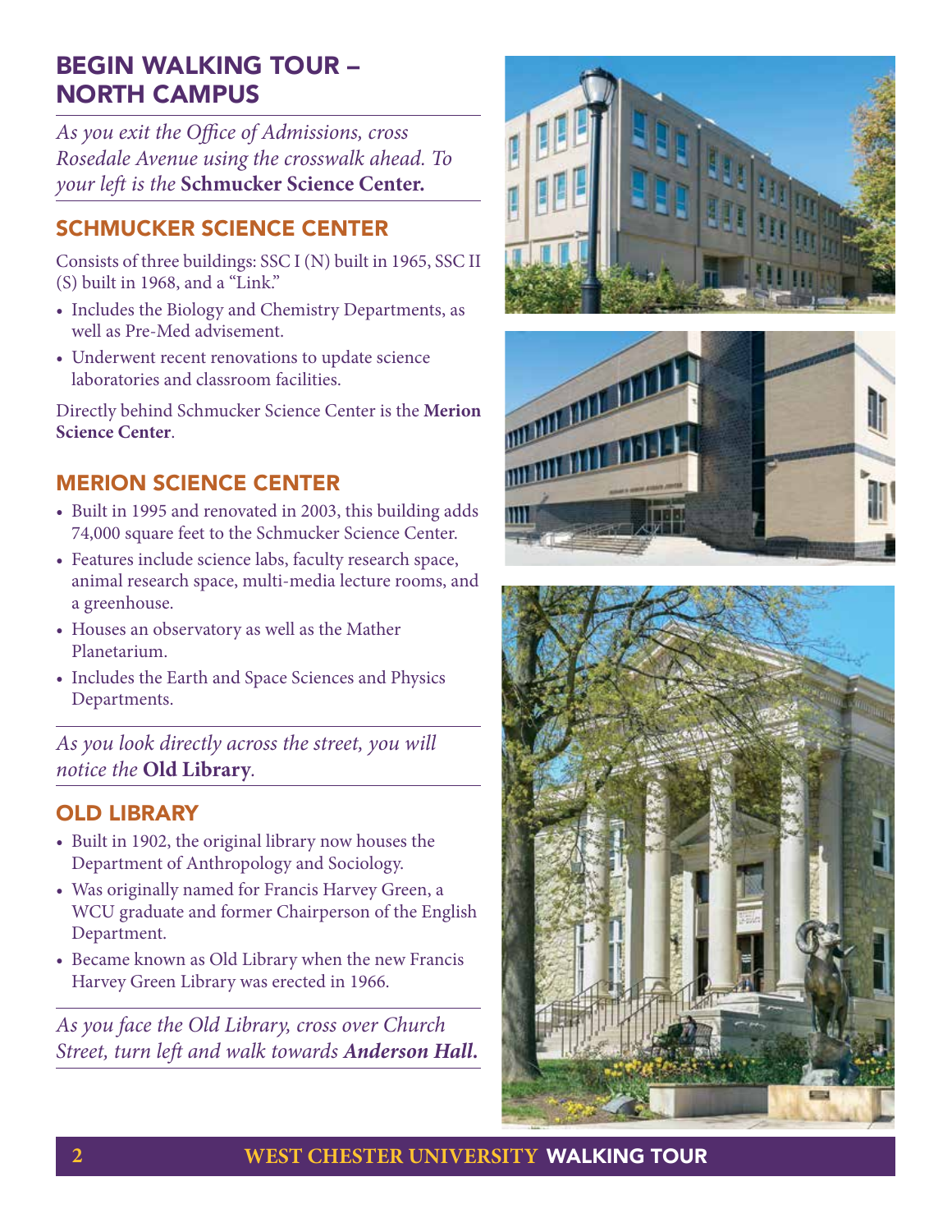# BEGIN WALKING TOUR – NORTH CAMPUS

*As you exit the Office of Admissions, cross Rosedale Avenue using the crosswalk ahead. To your left is the* **Schmucker Science Center.**

## SCHMUCKER SCIENCE CENTER

Consists of three buildings: SSC I (N) built in 1965, SSC II (S) built in 1968, and a "Link."

- Includes the Biology and Chemistry Departments, as well as Pre-Med advisement.
- Underwent recent renovations to update science laboratories and classroom facilities.

Directly behind Schmucker Science Center is the **Merion Science Center**.

## MERION SCIENCE CENTER

- Built in 1995 and renovated in 2003, this building adds 74,000 square feet to the Schmucker Science Center.
- Features include science labs, faculty research space, animal research space, multi-media lecture rooms, and a greenhouse.
- Houses an observatory as well as the Mather Planetarium.
- Includes the Earth and Space Sciences and Physics Departments.

*As you look directly across the street, you will notice the* **Old Library**.

## OLD LIBRARY

- Built in 1902, the original library now houses the Department of Anthropology and Sociology.
- Was originally named for Francis Harvey Green, a WCU graduate and former Chairperson of the English Department.
- Became known as Old Library when the new Francis Harvey Green Library was erected in 1966.

*As you face the Old Library, cross over Church Street, turn left and walk towards* ***Anderson Hall.***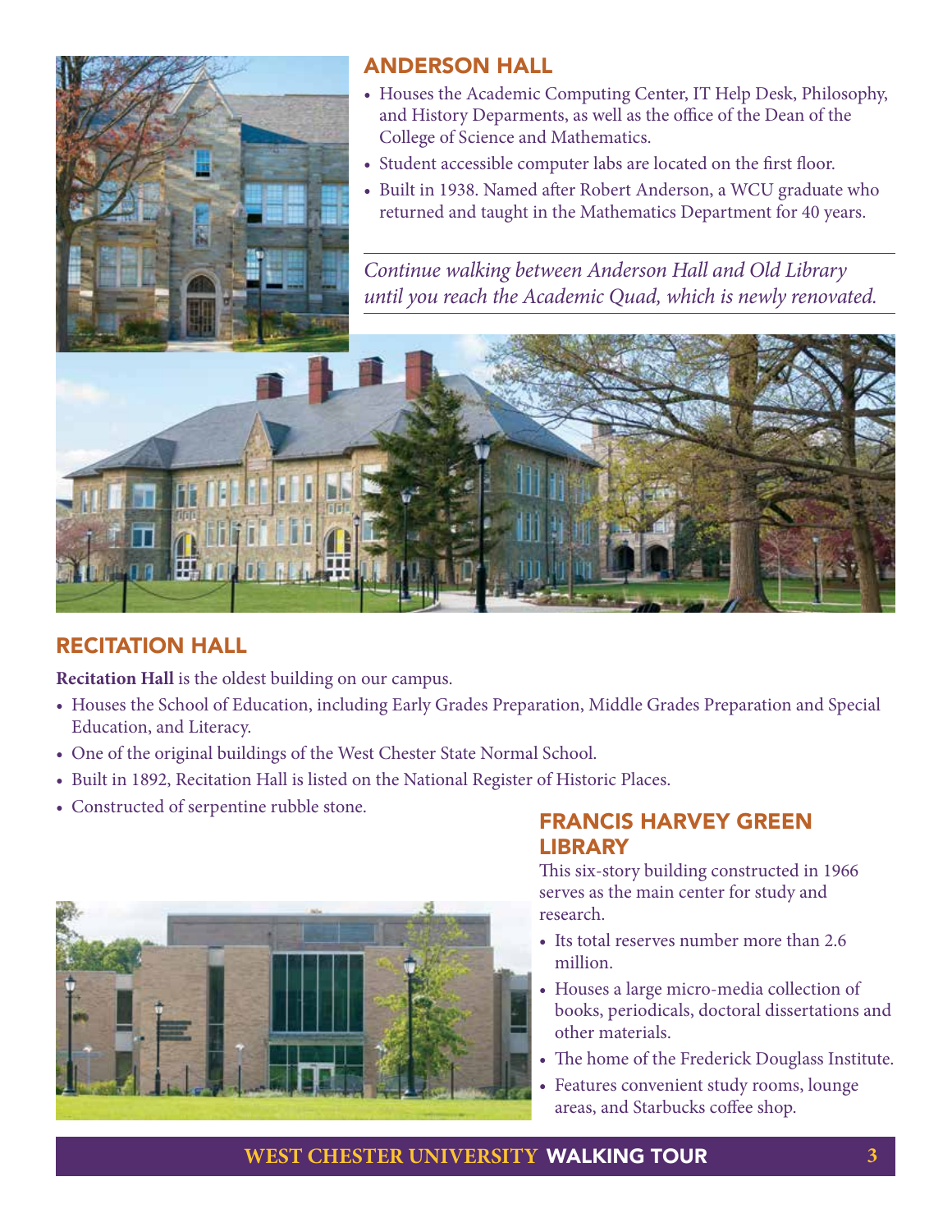## ANDERSON HALL

- Houses the Academic Computing Center, IT Help Desk, Philosophy, and History Deparments, as well as the office of the Dean of the College of Science and Mathematics.
- Student accessible computer labs are located on the first floor.
- Built in 1938. Named after Robert Anderson, a WCU graduate who returned and taught in the Mathematics Department for 40 years.

*Continue walking between Anderson Hall and Old Library until you reach the Academic Quad, which is newly renovated.*

## RECITATION HALL

**Recitation Hall** is the oldest building on our campus.

- Houses the School of Education, including Early Grades Preparation, Middle Grades Preparation and Special Education, and Literacy.
- One of the original buildings of the West Chester State Normal School.
- Built in 1892, Recitation Hall is listed on the National Register of Historic Places.
- Constructed of serpentine rubble stone.

## FRANCIS HARVEY GREEN LIBRARY

This six-story building constructed in 1966 serves as the main center for study and research.

- Its total reserves number more than 2.6 million.
- Houses a large micro-media collection of books, periodicals, doctoral dissertations and other materials.
- The home of the Frederick Douglass Institute.
- Features convenient study rooms, lounge areas, and Starbucks coffee shop.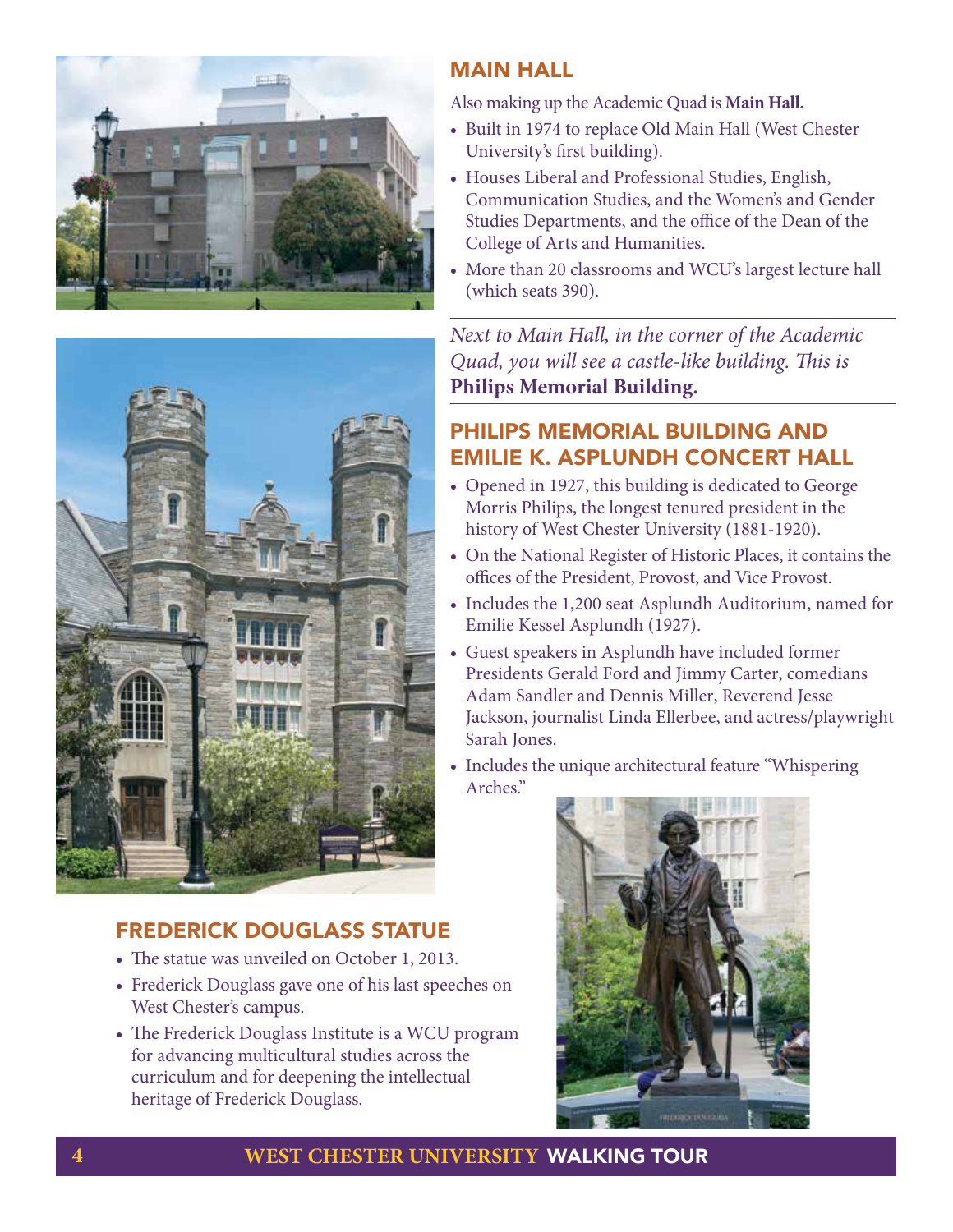## MAIN HALL

Also making up the Academic Quad is **Main Hall.**

- Built in 1974 to replace Old Main Hall (West Chester University's first building).
- Houses Liberal and Professional Studies, English, Communication Studies, and the Women's and Gender Studies Departments, and the office of the Dean of the College of Arts and Humanities.
- More than 20 classrooms and WCU's largest lecture hall (which seats 390).

*Next to Main Hall, in the corner of the Academic Quad, you will see a castle-like building. This is* **Philips Memorial Building.**

## PHILIPS MEMORIAL BUILDING AND EMILIE K. ASPLUNDH CONCERT HALL

- Opened in 1927, this building is dedicated to George Morris Philips, the longest tenured president in the history of West Chester University (1881-1920).
- On the National Register of Historic Places, it contains the offices of the President, Provost, and Vice Provost.
- Includes the 1,200 seat Asplundh Auditorium, named for Emilie Kessel Asplundh (1927).
- Guest speakers in Asplundh have included former Presidents Gerald Ford and Jimmy Carter, comedians Adam Sandler and Dennis Miller, Reverend Jesse Jackson, journalist Linda Ellerbee, and actress/playwright Sarah Jones.
- Includes the unique architectural feature "Whispering Arches."

## FREDERICK DOUGLASS STATUE

- The statue was unveiled on October 1, 2013.
- Frederick Douglass gave one of his last speeches on West Chester's campus.
- The Frederick Douglass Institute is a WCU program for advancing multicultural studies across the curriculum and for deepening the intellectual heritage of Frederick Douglass.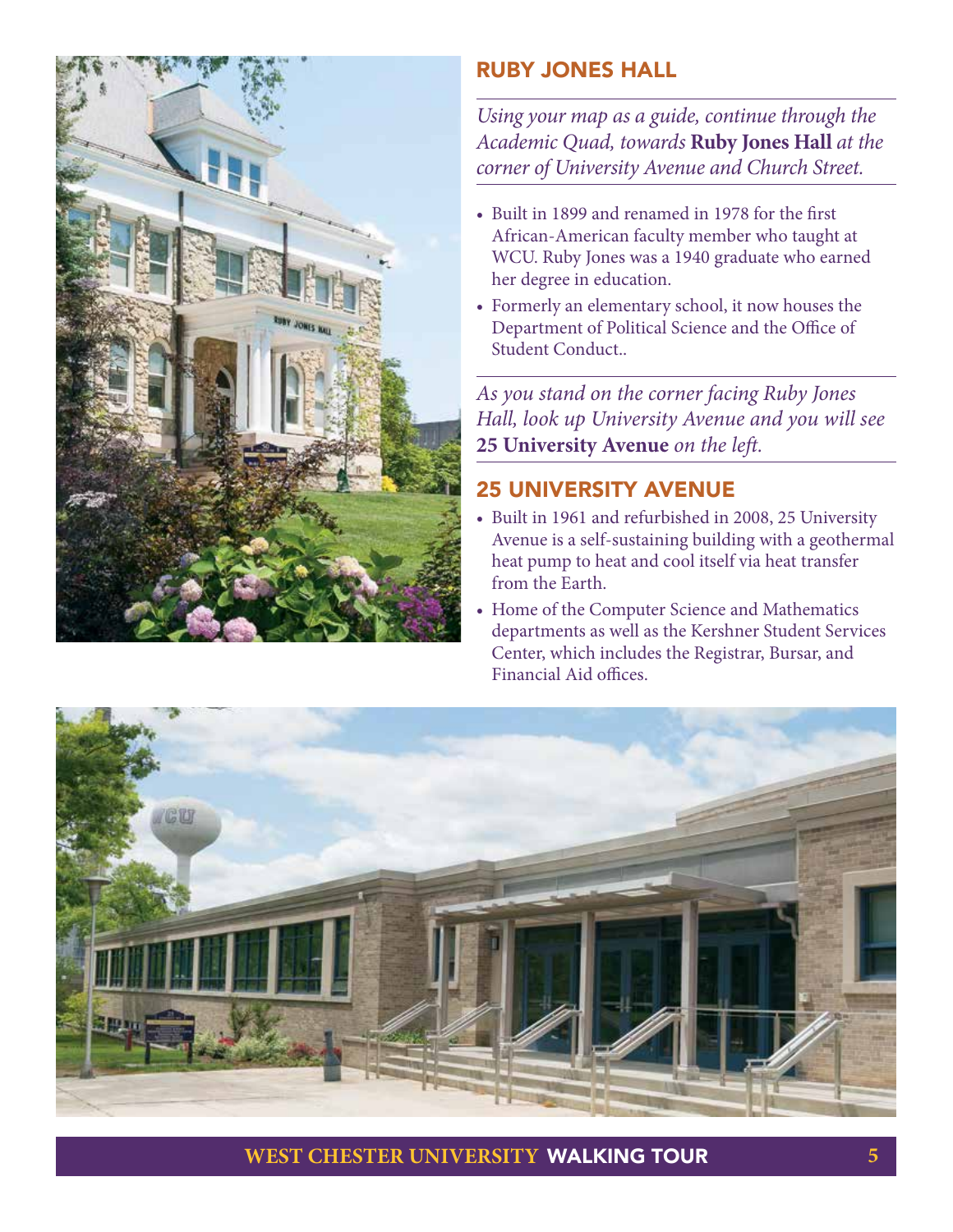## RUBY JONES HALL

*Using your map as a guide, continue through the Academic Quad, towards* ***Ruby Jones Hall*** *at the corner of University Avenue and Church Street.*

- Built in 1899 and renamed in 1978 for the first African-American faculty member who taught at WCU. Ruby Jones was a 1940 graduate who earned her degree in education.
- Formerly an elementary school, it now houses the Department of Political Science and the Office of Student Conduct..

*As you stand on the corner facing Ruby Jones Hall, look up University Avenue and you will see* ***25 University Avenue*** *on the left.*

## 25 UNIVERSITY AVENUE

- Built in 1961 and refurbished in 2008, 25 University Avenue is a self-sustaining building with a geothermal heat pump to heat and cool itself via heat transfer from the Earth.
- Home of the Computer Science and Mathematics departments as well as the Kershner Student Services Center, which includes the Registrar, Bursar, and Financial Aid offices.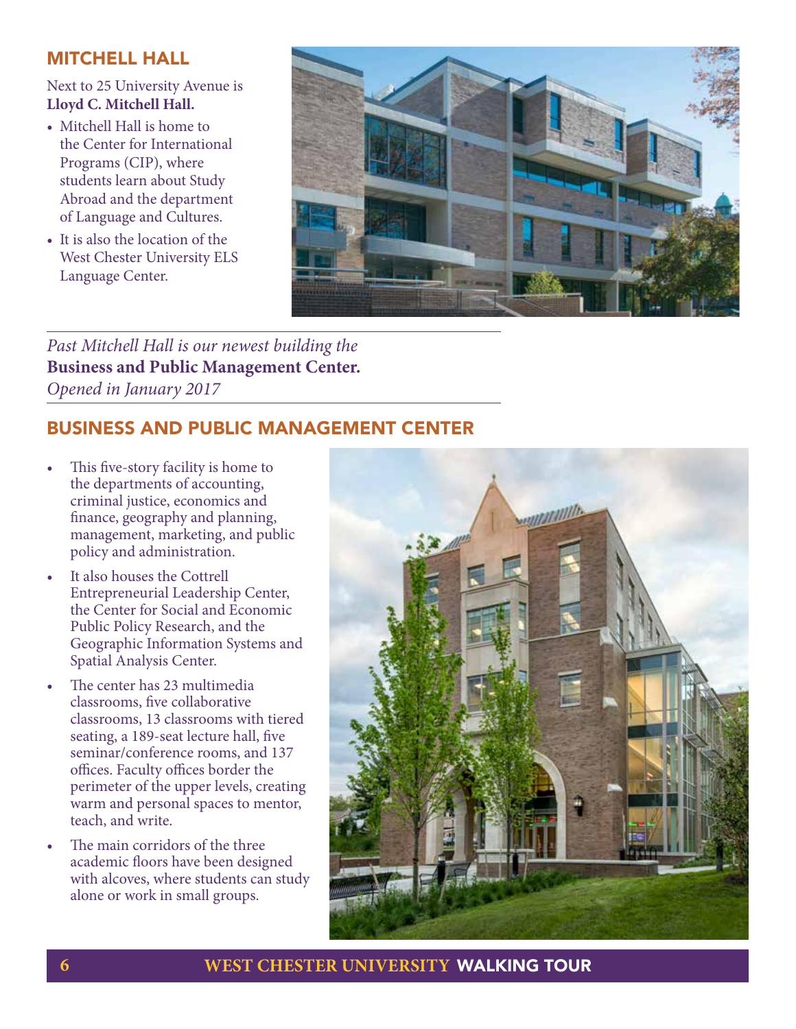## MITCHELL HALL

Next to 25 University Avenue is **Lloyd C. Mitchell Hall.**

- Mitchell Hall is home to the Center for International Programs (CIP), where students learn about Study Abroad and the department of Language and Cultures.
- It is also the location of the West Chester University ELS Language Center.

*Past Mitchell Hall is our newest building the* **Business and Public Management Center.** *Opened in January 2017*

## BUSINESS AND PUBLIC MANAGEMENT CENTER

- This five-story facility is home to the departments of accounting, criminal justice, economics and finance, geography and planning, management, marketing, and public policy and administration.
- It also houses the Cottrell Entrepreneurial Leadership Center, the Center for Social and Economic Public Policy Research, and the Geographic Information Systems and Spatial Analysis Center.
- The center has 23 multimedia classrooms, five collaborative classrooms, 13 classrooms with tiered seating, a 189-seat lecture hall, five seminar/conference rooms, and 137 offices. Faculty offices border the perimeter of the upper levels, creating warm and personal spaces to mentor, teach, and write.
- The main corridors of the three academic floors have been designed with alcoves, where students can study alone or work in small groups.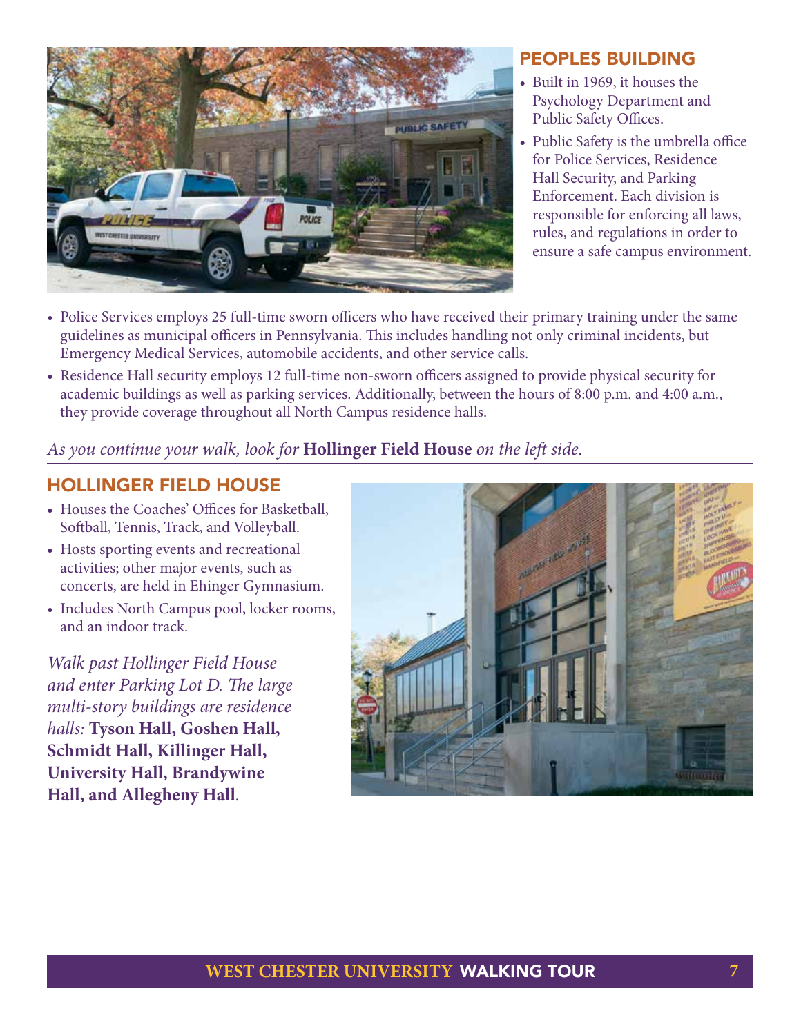## PEOPLES BUILDING

- Built in 1969, it houses the Psychology Department and Public Safety Offices.
- Public Safety is the umbrella office for Police Services, Residence Hall Security, and Parking Enforcement. Each division is responsible for enforcing all laws, rules, and regulations in order to ensure a safe campus environment.
- Police Services employs 25 full-time sworn officers who have received their primary training under the same guidelines as municipal officers in Pennsylvania. This includes handling not only criminal incidents, but Emergency Medical Services, automobile accidents, and other service calls.
- Residence Hall security employs 12 full-time non-sworn officers assigned to provide physical security for academic buildings as well as parking services. Additionally, between the hours of 8:00 p.m. and 4:00 a.m., they provide coverage throughout all North Campus residence halls.

*As you continue your walk, look for* **Hollinger Field House** *on the left side.*

## HOLLINGER FIELD HOUSE

- Houses the Coaches' Offices for Basketball, Softball, Tennis, Track, and Volleyball.
- Hosts sporting events and recreational activities; other major events, such as concerts, are held in Ehinger Gymnasium.
- Includes North Campus pool, locker rooms, and an indoor track.

*Walk past Hollinger Field House and enter Parking Lot D. The large multi-story buildings are residence halls:* **Tyson Hall, Goshen Hall, Schmidt Hall, Killinger Hall, University Hall, Brandywine Hall, and Allegheny Hall**.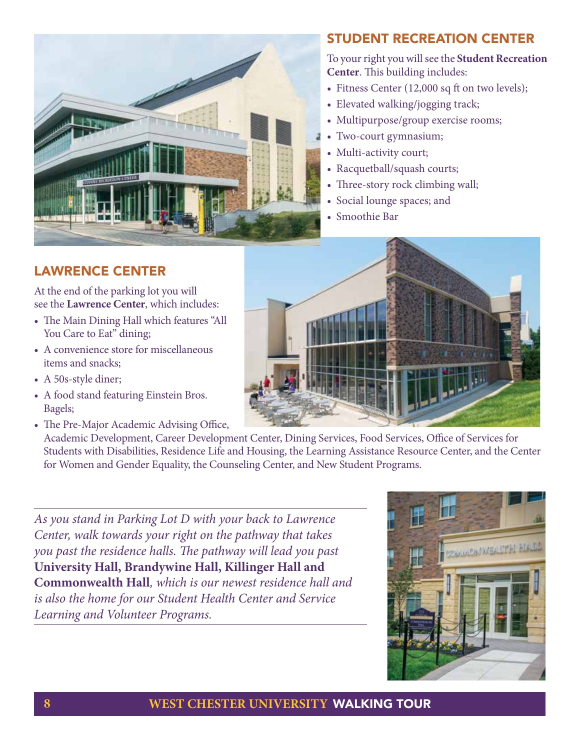## STUDENT RECREATION CENTER

To your right you will see the **Student Recreation Center**. This building includes:

- Fitness Center (12,000 sq ft on two levels);
- Elevated walking/jogging track;
- Multipurpose/group exercise rooms;
- Two-court gymnasium;
- Multi-activity court;
- Racquetball/squash courts;
- Three-story rock climbing wall;
- Social lounge spaces; and
- Smoothie Bar

## LAWRENCE CENTER

At the end of the parking lot you will see the **Lawrence Center**, which includes:

- The Main Dining Hall which features "All You Care to Eat" dining;
- A convenience store for miscellaneous items and snacks;
- A 50s-style diner;
- A food stand featuring Einstein Bros. Bagels;
- The Pre-Major Academic Advising Office, Academic Development, Career Development Center, Dining Services, Food Services, Office of Services for Students with Disabilities, Residence Life and Housing, the Learning Assistance Resource Center, and the Center for Women and Gender Equality, the Counseling Center, and New Student Programs.

---

*As you stand in Parking Lot D with your back to Lawrence Center, walk towards your right on the pathway that takes you past the residence halls. The pathway will lead you past* **University Hall, Brandywine Hall, Killinger Hall and Commonwealth Hall***, which is our newest residence hall and is also the home for our Student Health Center and Service Learning and Volunteer Programs.*

---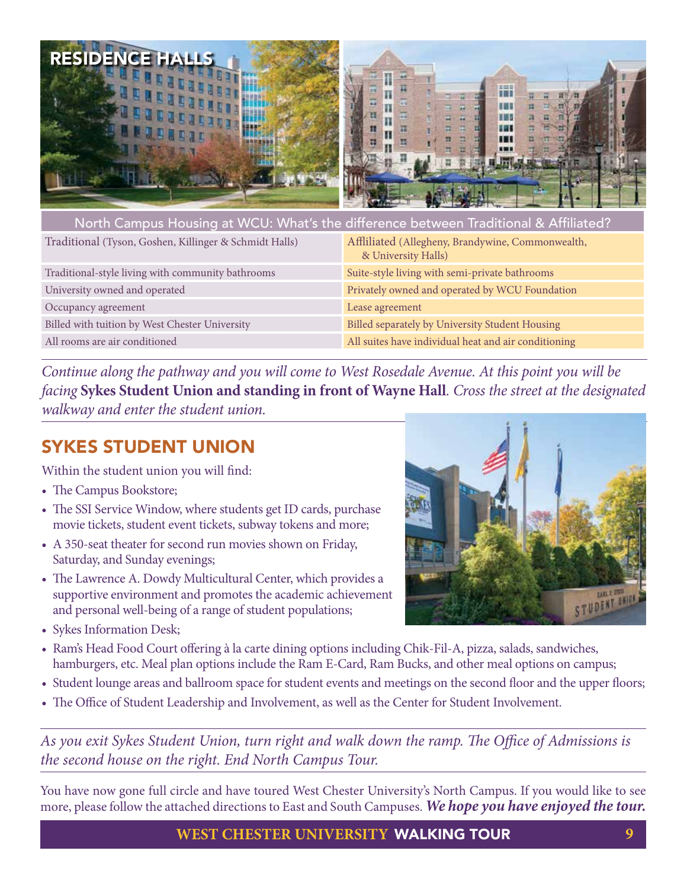## RESIDENCE HALLS

| North Campus Housing at WCU: What's the difference between Traditional & Affiliated? | |
|---|---|
| Traditional (Tyson, Goshen, Killinger & Schmidt Halls) | Affiliated (Allegheny, Brandywine, Commonwealth, & University Halls) |
| Traditional-style living with community bathrooms | Suite-style living with semi-private bathrooms |
| University owned and operated | Privately owned and operated by WCU Foundation |
| Occupancy agreement | Lease agreement |
| Billed with tuition by West Chester University | Billed separately by University Student Housing |
| All rooms are air conditioned | All suites have individual heat and air conditioning |

*Continue along the pathway and you will come to West Rosedale Avenue. At this point you will be facing* **Sykes Student Union and standing in front of Wayne Hall**. *Cross the street at the designated walkway and enter the student union.*

## SYKES STUDENT UNION

Within the student union you will find:

- The Campus Bookstore;
- The SSI Service Window, where students get ID cards, purchase movie tickets, student event tickets, subway tokens and more;
- A 350-seat theater for second run movies shown on Friday, Saturday, and Sunday evenings;
- The Lawrence A. Dowdy Multicultural Center, which provides a supportive environment and promotes the academic achievement and personal well-being of a range of student populations;
- Sykes Information Desk;
- Ram's Head Food Court offering à la carte dining options including Chik-Fil-A, pizza, salads, sandwiches, hamburgers, etc. Meal plan options include the Ram E-Card, Ram Bucks, and other meal options on campus;
- Student lounge areas and ballroom space for student events and meetings on the second floor and the upper floors;
- The Office of Student Leadership and Involvement, as well as the Center for Student Involvement.

*As you exit Sykes Student Union, turn right and walk down the ramp. The Office of Admissions is the second house on the right. End North Campus Tour.*

You have now gone full circle and have toured West Chester University's North Campus. If you would like to see more, please follow the attached directions to East and South Campuses. ***We hope you have enjoyed the tour.***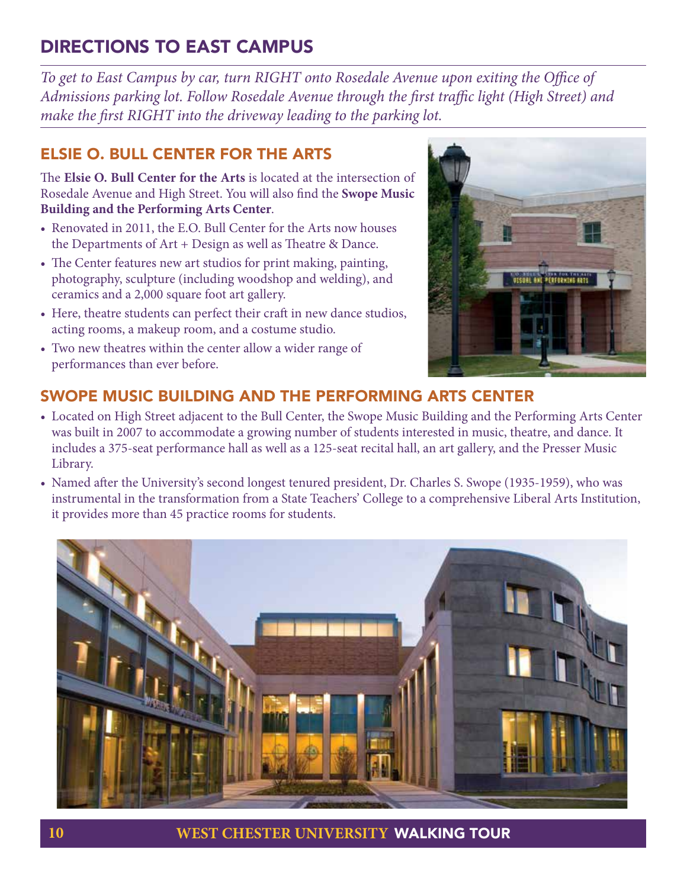## DIRECTIONS TO EAST CAMPUS

*To get to East Campus by car, turn RIGHT onto Rosedale Avenue upon exiting the Office of Admissions parking lot. Follow Rosedale Avenue through the first traffic light (High Street) and make the first RIGHT into the driveway leading to the parking lot.*

### ELSIE O. BULL CENTER FOR THE ARTS

The **Elsie O. Bull Center for the Arts** is located at the intersection of Rosedale Avenue and High Street. You will also find the **Swope Music Building and the Performing Arts Center**.

- Renovated in 2011, the E.O. Bull Center for the Arts now houses the Departments of Art + Design as well as Theatre & Dance.
- The Center features new art studios for print making, painting, photography, sculpture (including woodshop and welding), and ceramics and a 2,000 square foot art gallery.
- Here, theatre students can perfect their craft in new dance studios, acting rooms, a makeup room, and a costume studio.
- Two new theatres within the center allow a wider range of performances than ever before.

### SWOPE MUSIC BUILDING AND THE PERFORMING ARTS CENTER

- Located on High Street adjacent to the Bull Center, the Swope Music Building and the Performing Arts Center was built in 2007 to accommodate a growing number of students interested in music, theatre, and dance. It includes a 375-seat performance hall as well as a 125-seat recital hall, an art gallery, and the Presser Music Library.
- Named after the University's second longest tenured president, Dr. Charles S. Swope (1935-1959), who was instrumental in the transformation from a State Teachers' College to a comprehensive Liberal Arts Institution, it provides more than 45 practice rooms for students.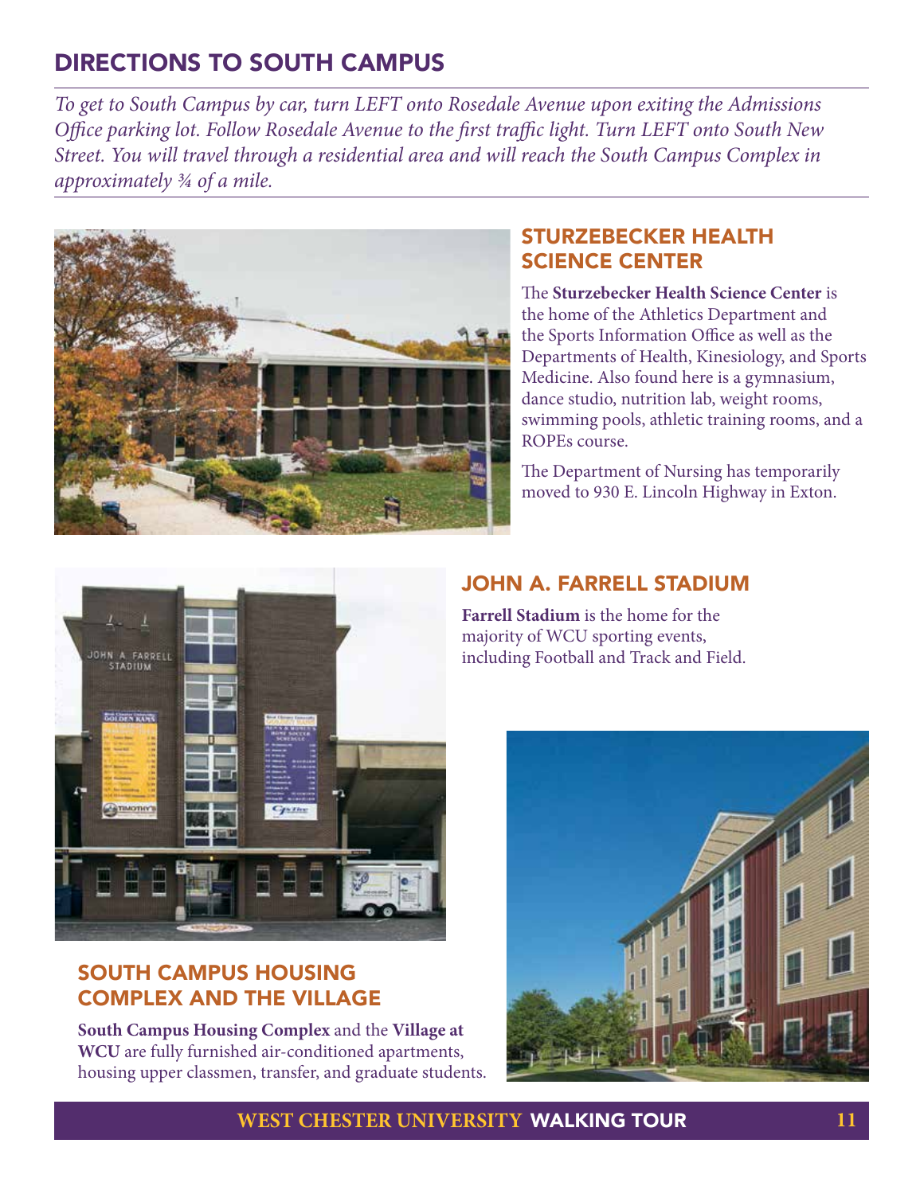## DIRECTIONS TO SOUTH CAMPUS

*To get to South Campus by car, turn LEFT onto Rosedale Avenue upon exiting the Admissions Office parking lot. Follow Rosedale Avenue to the first traffic light. Turn LEFT onto South New Street. You will travel through a residential area and will reach the South Campus Complex in approximately ¾ of a mile.*

## STURZEBECKER HEALTH SCIENCE CENTER

The **Sturzebecker Health Science Center** is the home of the Athletics Department and the Sports Information Office as well as the Departments of Health, Kinesiology, and Sports Medicine. Also found here is a gymnasium, dance studio, nutrition lab, weight rooms, swimming pools, athletic training rooms, and a ROPEs course.

The Department of Nursing has temporarily moved to 930 E. Lincoln Highway in Exton.

## JOHN A. FARRELL STADIUM

**Farrell Stadium** is the home for the majority of WCU sporting events, including Football and Track and Field.

## SOUTH CAMPUS HOUSING COMPLEX AND THE VILLAGE

**South Campus Housing Complex** and the **Village at WCU** are fully furnished air-conditioned apartments, housing upper classmen, transfer, and graduate students.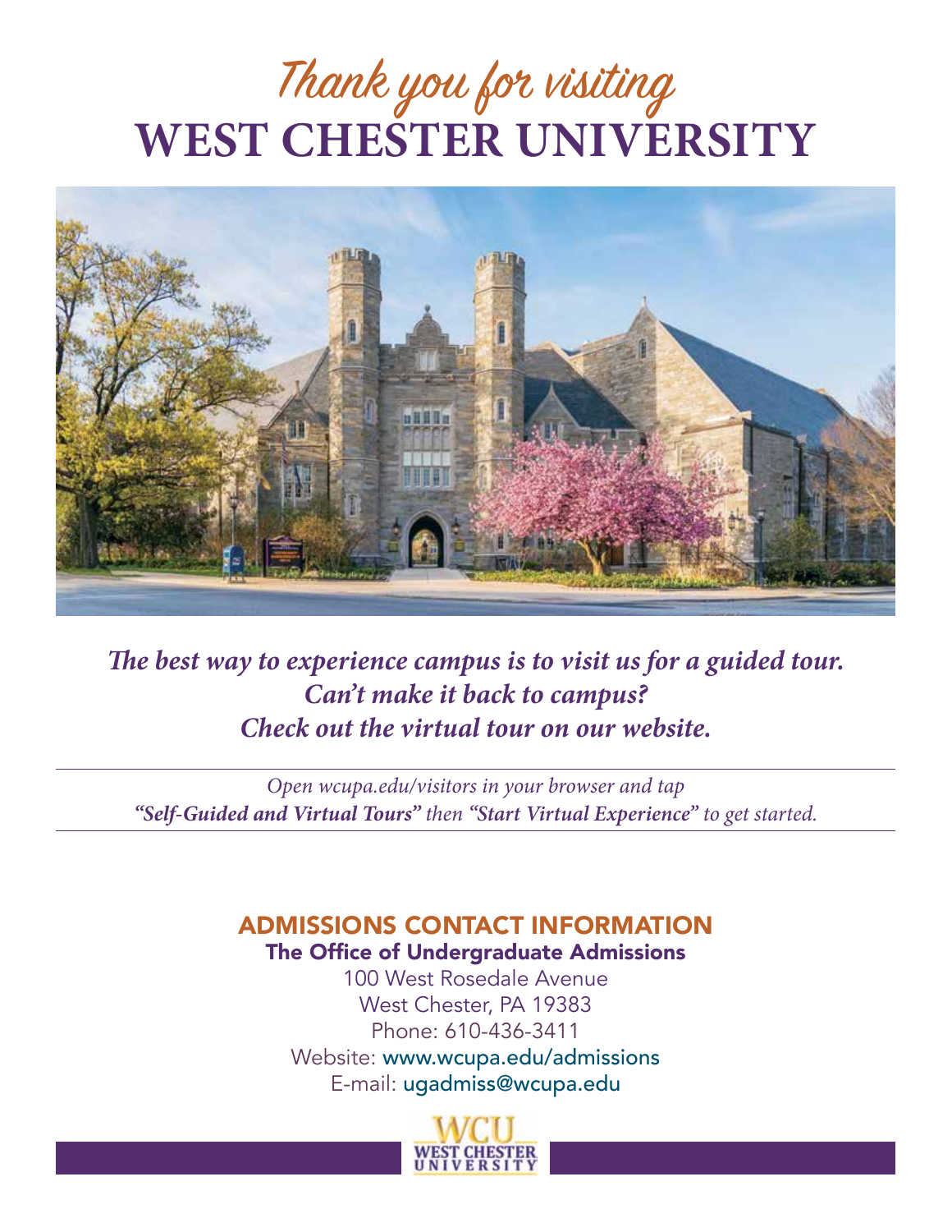# *Thank you for visiting* WEST CHESTER UNIVERSITY

***The best way to experience campus is to visit us for a guided tour.***
***Can't make it back to campus?***
***Check out the virtual tour on our website.***

---

*Open wcupa.edu/visitors in your browser and tap*
***"Self-Guided and Virtual Tours"*** *then* ***"Start Virtual Experience"*** *to get started.*

---

## ADMISSIONS CONTACT INFORMATION

### The Office of Undergraduate Admissions

100 West Rosedale Avenue
West Chester, PA 19383
Phone: 610-436-3411
Website: www.wcupa.edu/admissions
E-mail: ugadmiss@wcupa.edu

WCU WEST CHESTER UNIVERSITY